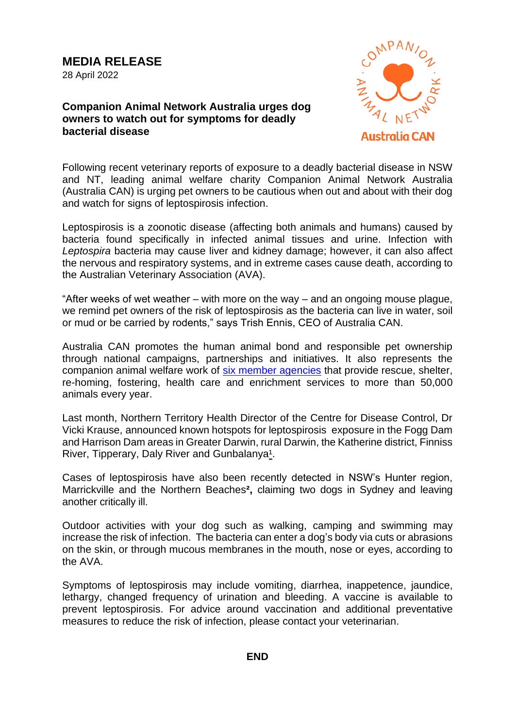# MEDIA RELEASE

28 April 2022

**Companion Animal Network Australia urges dog owners to watch out for symptoms for deadly bacterial disease**

Following recent veterinary reports of exposure to a deadly bacterial disease in NSW and NT, leading animal welfare charity Companion Animal Network Australia (Australia CAN) is urging pet owners to be cautious when out and about with their dog and watch for signs of leptospirosis infection.

Leptospirosis is a zoonotic disease (affecting both animals and humans) caused by bacteria found specifically in infected animal tissues and urine. Infection with *Leptospira* bacteria may cause liver and kidney damage; however, it can also affect the nervous and respiratory systems, and in extreme cases cause death, according to the Australian Veterinary Association (AVA).

"After weeks of wet weather – with more on the way – and an ongoing mouse plague, we remind pet owners of the risk of leptospirosis as the bacteria can live in water, soil or mud or be carried by rodents," says Trish Ennis, CEO of Australia CAN.

Australia CAN promotes the human animal bond and responsible pet ownership through national campaigns, partnerships and initiatives. It also represents the companion animal welfare work of six member agencies that provide rescue, shelter, re-homing, fostering, health care and enrichment services to more than 50,000 animals every year.

Last month, Northern Territory Health Director of the Centre for Disease Control, Dr Vicki Krause, announced known hotspots for leptospirosis exposure in the Fogg Dam and Harrison Dam areas in Greater Darwin, rural Darwin, the Katherine district, Finniss River, Tipperary, Daly River and Gunbalanya[1].

Cases of leptospirosis have also been recently detected in NSW's Hunter region, Marrickville and the Northern Beaches[2], claiming two dogs in Sydney and leaving another critically ill.

Outdoor activities with your dog such as walking, camping and swimming may increase the risk of infection. The bacteria can enter a dog's body via cuts or abrasions on the skin, or through mucous membranes in the mouth, nose or eyes, according to the AVA.

Symptoms of leptospirosis may include vomiting, diarrhea, inappetence, jaundice, lethargy, changed frequency of urination and bleeding. A vaccine is available to prevent leptospirosis. For advice around vaccination and additional preventative measures to reduce the risk of infection, please contact your veterinarian.

**END**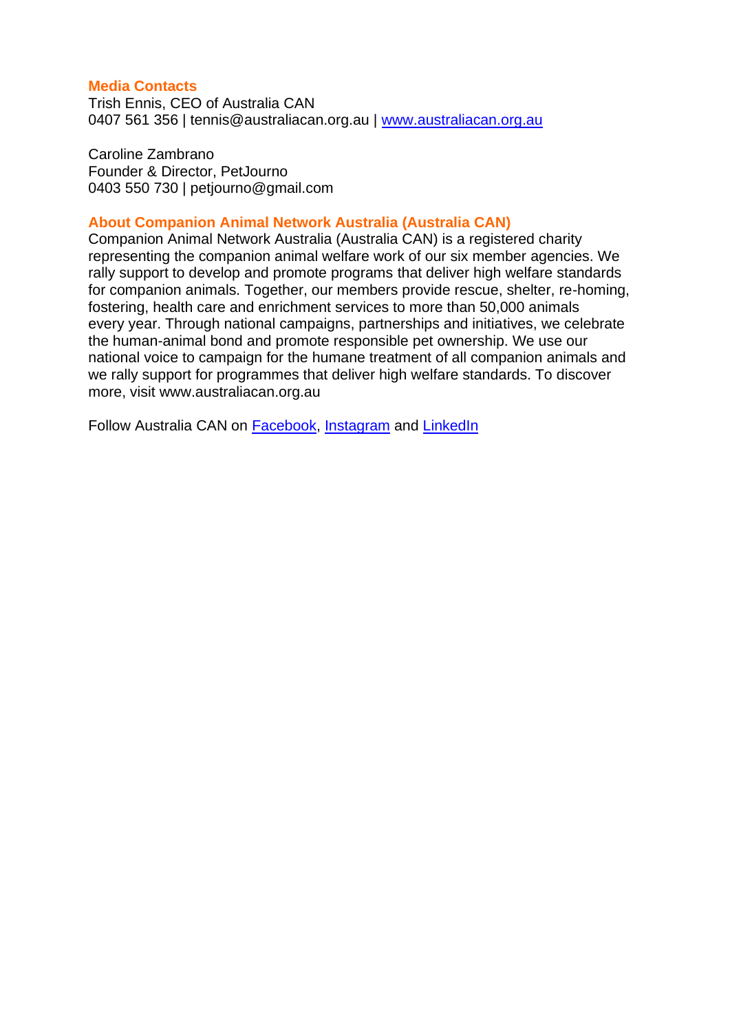## Media Contacts

Trish Ennis, CEO of Australia CAN
0407 561 356 | tennis@australiacan.org.au | [www.australiacan.org.au](http://www.australiacan.org.au)

Caroline Zambrano
Founder & Director, PetJourno
0403 550 730 | petjourno@gmail.com

## About Companion Animal Network Australia (Australia CAN)

Companion Animal Network Australia (Australia CAN) is a registered charity representing the companion animal welfare work of our six member agencies. We rally support to develop and promote programs that deliver high welfare standards for companion animals. Together, our members provide rescue, shelter, re-homing, fostering, health care and enrichment services to more than 50,000 animals every year. Through national campaigns, partnerships and initiatives, we celebrate the human-animal bond and promote responsible pet ownership. We use our national voice to campaign for the humane treatment of all companion animals and we rally support for programmes that deliver high welfare standards. To discover more, visit www.australiacan.org.au

Follow Australia CAN on Facebook, Instagram and LinkedIn